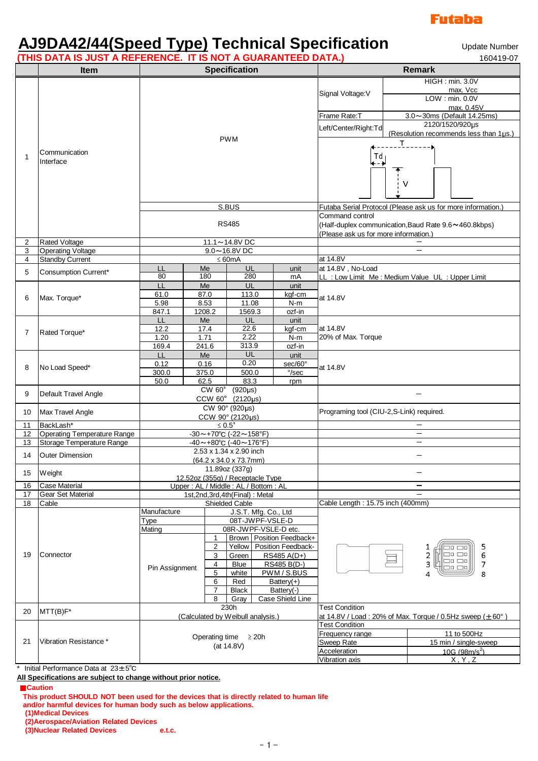Futaba

# AJ9DA42/44(Speed Type) Technical Specification

Update Number 160419-07

**(THIS DATA IS JUST A REFERENCE. IT IS NOT A GUARANTEED DATA.)**

| | Item | Specification | | | | Remark | |
|---|---|---|---|---|---|---|---|
| 1 | Communication Interface | PWM | | | | Signal Voltage:V | HIGH : min. 3.0V max. Vcc / LOW : min. 0.0V max. 0.45V |
| | | | | | | Frame Rate:T | 3.0～30ms (Default 14.25ms) |
| | | | | | | Left/Center/Right:Td | 2120/1520/920μs (Resolution recommends less than 1μs.) |
| | | S.BUS | | | | Futaba Serial Protocol (Please ask us for more information.) | |
| | | RS485 | | | | Command control (Half-duplex communication,Baud Rate 9.6～460.8kbps) (Please ask us for more information.) | |
| 2 | Rated Voltage | 11.1～14.8V DC | | | | – | |
| 3 | Operating Voltage | 9.0～16.8V DC | | | | – | |
| 4 | Standby Current | ≤ 60mA | | | | at 14.8V | |
| 5 | Consumption Current* | LL | Me | UL | unit | at 14.8V , No-Load | |
| | | 80 | 180 | 280 | mA | LL : Low Limit Me : Medium Value UL : Upper Limit | |
| 6 | Max. Torque* | LL | Me | UL | unit | at 14.8V | |
| | | 61.0 | 87.0 | 113.0 | kgf-cm | | |
| | | 5.98 | 8.53 | 11.08 | N-m | | |
| | | 847.1 | 1208.2 | 1569.3 | ozf-in | | |
| 7 | Rated Torque* | LL | Me | UL | unit | at 14.8V 20% of Max. Torque | |
| | | 12.2 | 17.4 | 22.6 | kgf-cm | | |
| | | 1.20 | 1.71 | 2.22 | N-m | | |
| | | 169.4 | 241.6 | 313.9 | ozf-in | | |
| 8 | No Load Speed* | LL | Me | UL | unit | at 14.8V | |
| | | 0.12 | 0.16 | 0.20 | sec/60° | | |
| | | 300.0 | 375.0 | 500.0 | °/sec | | |
| | | 50.0 | 62.5 | 83.3 | rpm | | |
| 9 | Default Travel Angle | CW 60° (920μs) CCW 60° (2120μs) | | | | – | |
| 10 | Max Travel Angle | CW 90° (920μs) CCW 90° (2120μs) | | | | Programing tool (CIU-2,S-Link) required. | |
| 11 | BackLash* | ≤ 0.5° | | | | – | |
| 12 | Operating Temperature Range | -30～+70℃ (-22～158°F) | | | | – | |
| 13 | Storage Temperature Range | -40～+80℃ (-40～176°F) | | | | – | |
| 14 | Outer Dimension | 2.53 x 1.34 x 2.90 inch (64.2 x 34.0 x 73.7mm) | | | | – | |
| 15 | Weight | 11.89oz (337g) 12.52oz (355g) / Receptacle Type | | | | – | |
| 16 | Case Material | Upper : AL / Middle : AL / Bottom : AL | | | | – | |
| 17 | Gear Set Material | 1st,2nd,3rd,4th(Final) : Metal | | | | – | |
| 18 | Cable | Shielded Cable | | | | Cable Length : 15.75 inch (400mm) | |
| 19 | Connector | Manufacture | J.S.T. Mfg. Co., Ltd | | | | |
| | | Type | 08T-JWPF-VSLE-D | | | | |
| | | Mating | 08R-JWPF-VSLE-D etc. | | | | |
| | | Pin Assignment | 1 | Brown | Position Feedback+ | | |
| | | | 2 | Yellow | Position Feedback- | | |
| | | | 3 | Green | RS485 A(D+) | | |
| | | | 4 | Blue | RS485 B(D-) | | |
| | | | 5 | white | PWM / S.BUS | | |
| | | | 6 | Red | Battery(+) | | |
| | | | 7 | Black | Battery(-) | | |
| | | | 8 | Gray | Case Shield Line | | |
| 20 | MTT(B)F* | 230h (Calculated by Weibull analysis.) | | | | Test Condition at 14.8V / Load : 20% of Max. Torque / 0.5Hz sweep (±60° ) | |
| 21 | Vibration Resistance * | Operating time ≥ 20h (at 14.8V) | | | | Test Condition | |
| | | | | | | Frequency range | 11 to 500Hz |
| | | | | | | Sweep Rate | 15 min / single-sweep |
| | | | | | | Acceleration | 10G (98m/s²) |
| | | | | | | Vibration axis | X , Y , Z |

\* Initial Performance Data at 23±5℃

**All Specifications are subject to change without prior notice.**

**Caution**

**This product SHOULD NOT been used for the devices that is directly related to human life and/or harmful devices for human body such as below applications.**
**(1)Medical Devices**
**(2)Aerospace/Aviation Related Devices**
**(3)Nuclear Related Devices e.t.c.**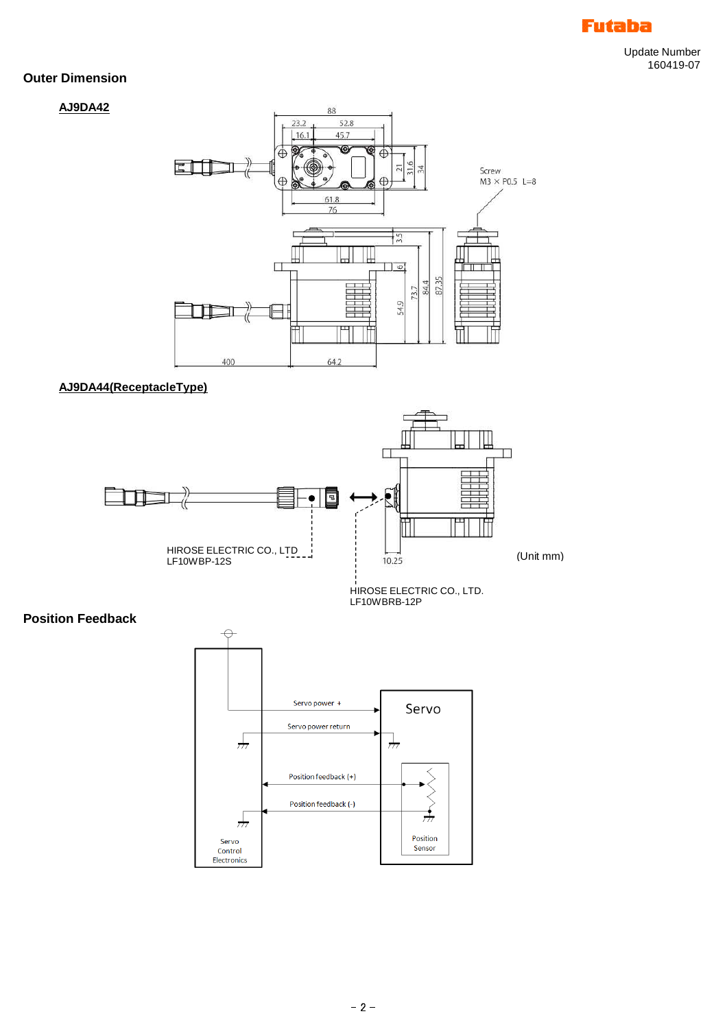Update Number
160419-07

## Outer Dimension

**AJ9DA42**

88
23.2
52.8
16.1
45.7
21
31.6
34
61.8
76
Screw
M3 × P0.5 L=8
3.5
6
54.9
73.7
84.4
87.35
400
64.2

**AJ9DA44(ReceptacleType)**

HIROSE ELECTRIC CO., LTD
LF10WBP-12S
10.25
(Unit mm)
HIROSE ELECTRIC CO., LTD.
LF10WBRB-12P

## Position Feedback

Servo power +
Servo power return
Position feedback (+)
Position feedback (-)
Servo
Position
Sensor
Servo
Control
Electronics